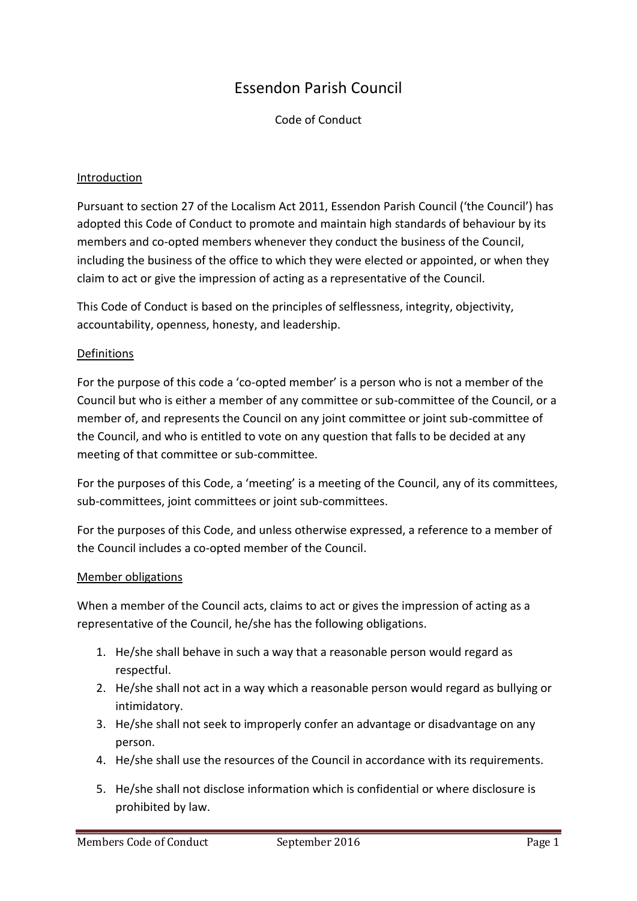# Essendon Parish Council

Code of Conduct

## Introduction

Pursuant to section 27 of the Localism Act 2011, Essendon Parish Council ('the Council') has adopted this Code of Conduct to promote and maintain high standards of behaviour by its members and co-opted members whenever they conduct the business of the Council, including the business of the office to which they were elected or appointed, or when they claim to act or give the impression of acting as a representative of the Council.

This Code of Conduct is based on the principles of selflessness, integrity, objectivity, accountability, openness, honesty, and leadership.

## Definitions

For the purpose of this code a 'co-opted member' is a person who is not a member of the Council but who is either a member of any committee or sub-committee of the Council, or a member of, and represents the Council on any joint committee or joint sub-committee of the Council, and who is entitled to vote on any question that falls to be decided at any meeting of that committee or sub-committee.

For the purposes of this Code, a 'meeting' is a meeting of the Council, any of its committees, sub-committees, joint committees or joint sub-committees.

For the purposes of this Code, and unless otherwise expressed, a reference to a member of the Council includes a co-opted member of the Council.

## Member obligations

When a member of the Council acts, claims to act or gives the impression of acting as a representative of the Council, he/she has the following obligations.

1. He/she shall behave in such a way that a reasonable person would regard as respectful.
2. He/she shall not act in a way which a reasonable person would regard as bullying or intimidatory.
3. He/she shall not seek to improperly confer an advantage or disadvantage on any person.
4. He/she shall use the resources of the Council in accordance with its requirements.
5. He/she shall not disclose information which is confidential or where disclosure is prohibited by law.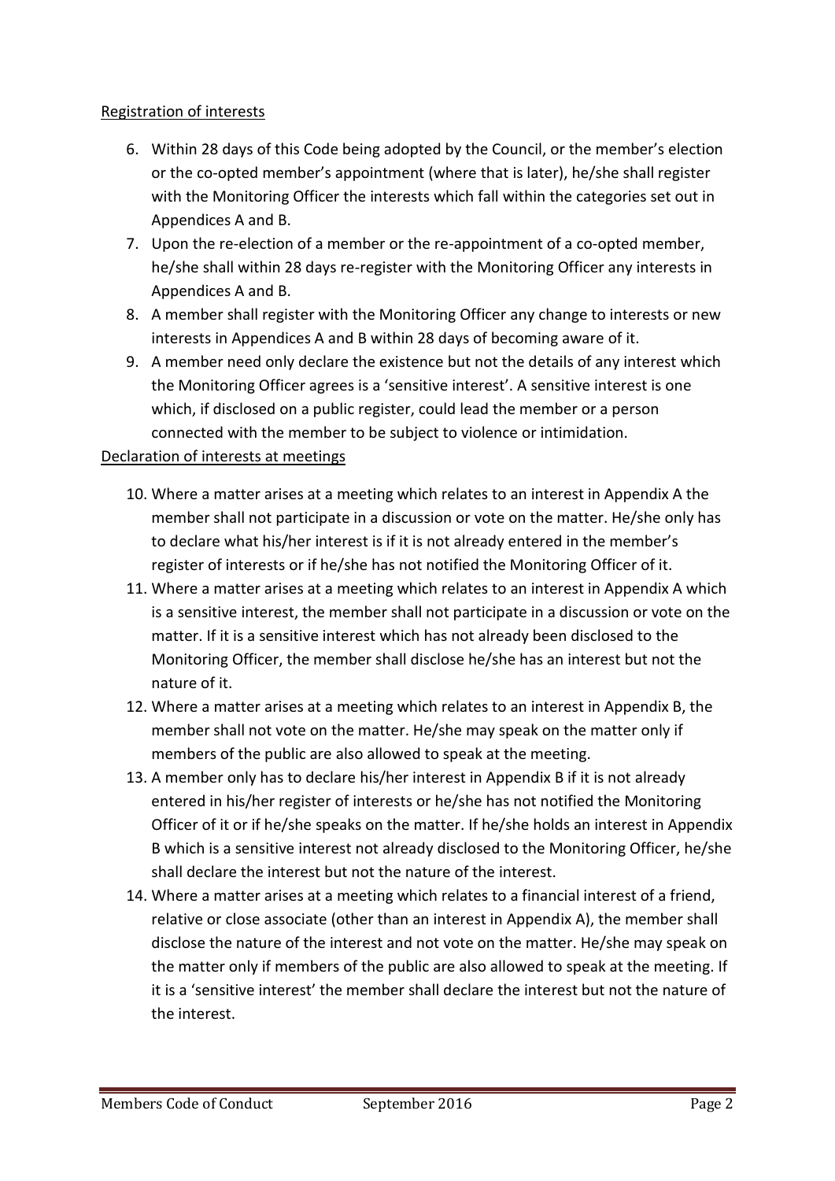Registration of interests

6. Within 28 days of this Code being adopted by the Council, or the member's election or the co-opted member's appointment (where that is later), he/she shall register with the Monitoring Officer the interests which fall within the categories set out in Appendices A and B.
7. Upon the re-election of a member or the re-appointment of a co-opted member, he/she shall within 28 days re-register with the Monitoring Officer any interests in Appendices A and B.
8. A member shall register with the Monitoring Officer any change to interests or new interests in Appendices A and B within 28 days of becoming aware of it.
9. A member need only declare the existence but not the details of any interest which the Monitoring Officer agrees is a 'sensitive interest'. A sensitive interest is one which, if disclosed on a public register, could lead the member or a person connected with the member to be subject to violence or intimidation.

Declaration of interests at meetings

10. Where a matter arises at a meeting which relates to an interest in Appendix A the member shall not participate in a discussion or vote on the matter. He/she only has to declare what his/her interest is if it is not already entered in the member's register of interests or if he/she has not notified the Monitoring Officer of it.
11. Where a matter arises at a meeting which relates to an interest in Appendix A which is a sensitive interest, the member shall not participate in a discussion or vote on the matter. If it is a sensitive interest which has not already been disclosed to the Monitoring Officer, the member shall disclose he/she has an interest but not the nature of it.
12. Where a matter arises at a meeting which relates to an interest in Appendix B, the member shall not vote on the matter. He/she may speak on the matter only if members of the public are also allowed to speak at the meeting.
13. A member only has to declare his/her interest in Appendix B if it is not already entered in his/her register of interests or he/she has not notified the Monitoring Officer of it or if he/she speaks on the matter. If he/she holds an interest in Appendix B which is a sensitive interest not already disclosed to the Monitoring Officer, he/she shall declare the interest but not the nature of the interest.
14. Where a matter arises at a meeting which relates to a financial interest of a friend, relative or close associate (other than an interest in Appendix A), the member shall disclose the nature of the interest and not vote on the matter. He/she may speak on the matter only if members of the public are also allowed to speak at the meeting. If it is a 'sensitive interest' the member shall declare the interest but not the nature of the interest.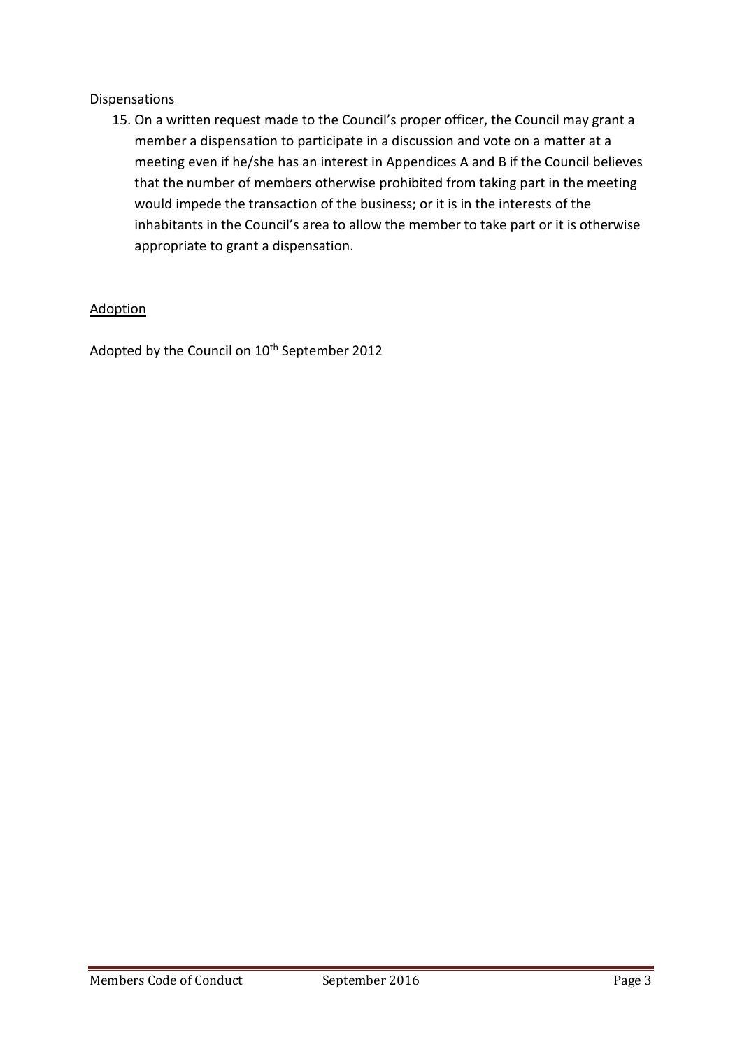Dispensations

15. On a written request made to the Council's proper officer, the Council may grant a member a dispensation to participate in a discussion and vote on a matter at a meeting even if he/she has an interest in Appendices A and B if the Council believes that the number of members otherwise prohibited from taking part in the meeting would impede the transaction of the business; or it is in the interests of the inhabitants in the Council's area to allow the member to take part or it is otherwise appropriate to grant a dispensation.

Adoption

Adopted by the Council on 10th September 2012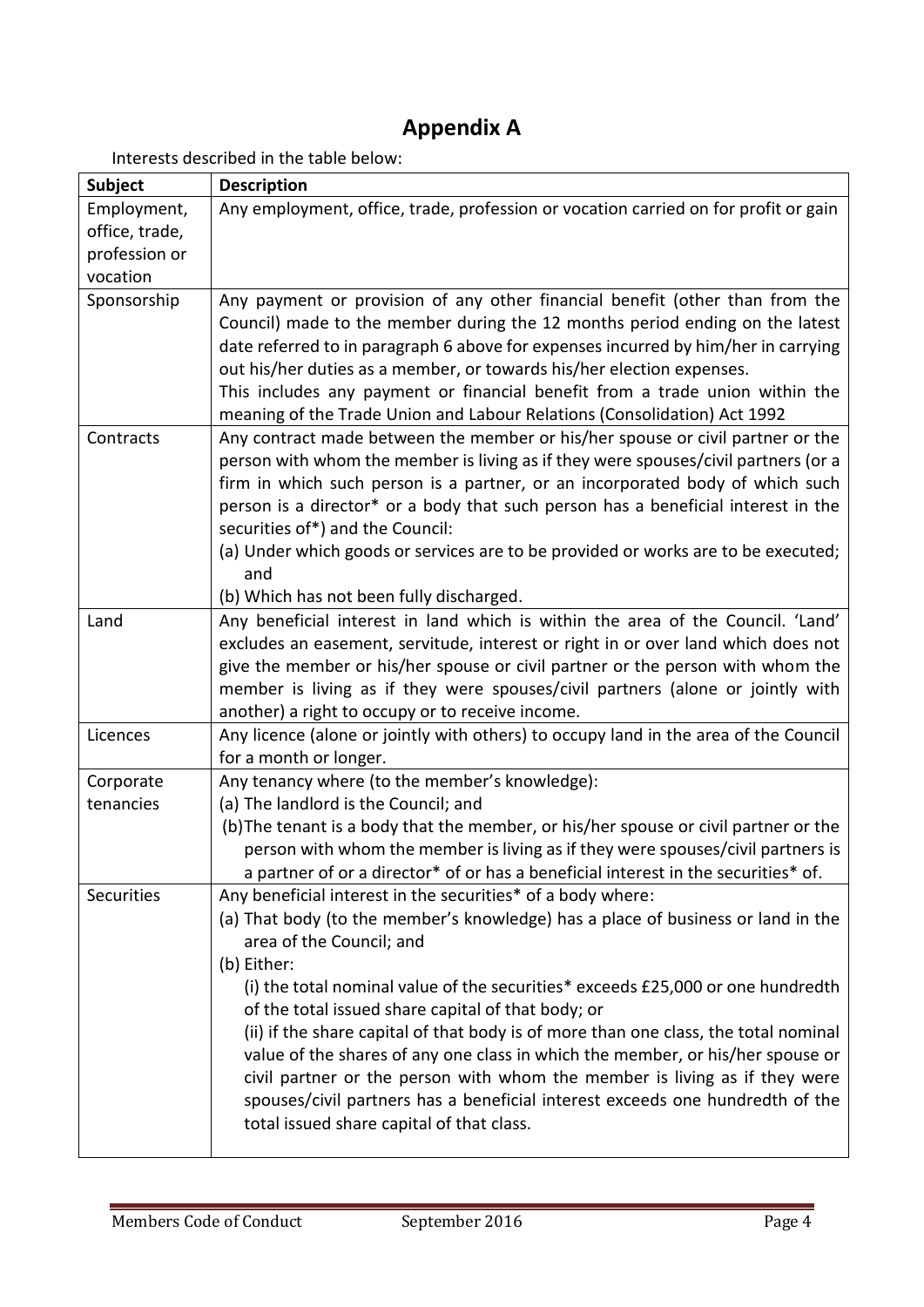# Appendix A

Interests described in the table below:

| Subject | Description |
|---|---|
| Employment, office, trade, profession or vocation | Any employment, office, trade, profession or vocation carried on for profit or gain |
| Sponsorship | Any payment or provision of any other financial benefit (other than from the Council) made to the member during the 12 months period ending on the latest date referred to in paragraph 6 above for expenses incurred by him/her in carrying out his/her duties as a member, or towards his/her election expenses.<br>This includes any payment or financial benefit from a trade union within the meaning of the Trade Union and Labour Relations (Consolidation) Act 1992 |
| Contracts | Any contract made between the member or his/her spouse or civil partner or the person with whom the member is living as if they were spouses/civil partners (or a firm in which such person is a partner, or an incorporated body of which such person is a director* or a body that such person has a beneficial interest in the securities of*) and the Council:<br>(a) Under which goods or services are to be provided or works are to be executed; and<br>(b) Which has not been fully discharged. |
| Land | Any beneficial interest in land which is within the area of the Council. 'Land' excludes an easement, servitude, interest or right in or over land which does not give the member or his/her spouse or civil partner or the person with whom the member is living as if they were spouses/civil partners (alone or jointly with another) a right to occupy or to receive income. |
| Licences | Any licence (alone or jointly with others) to occupy land in the area of the Council for a month or longer. |
| Corporate tenancies | Any tenancy where (to the member's knowledge):<br>(a) The landlord is the Council; and<br>(b) The tenant is a body that the member, or his/her spouse or civil partner or the person with whom the member is living as if they were spouses/civil partners is a partner of or a director* of or has a beneficial interest in the securities* of. |
| Securities | Any beneficial interest in the securities* of a body where:<br>(a) That body (to the member's knowledge) has a place of business or land in the area of the Council; and<br>(b) Either:<br>(i) the total nominal value of the securities* exceeds £25,000 or one hundredth of the total issued share capital of that body; or<br>(ii) if the share capital of that body is of more than one class, the total nominal value of the shares of any one class in which the member, or his/her spouse or civil partner or the person with whom the member is living as if they were spouses/civil partners has a beneficial interest exceeds one hundredth of the total issued share capital of that class. |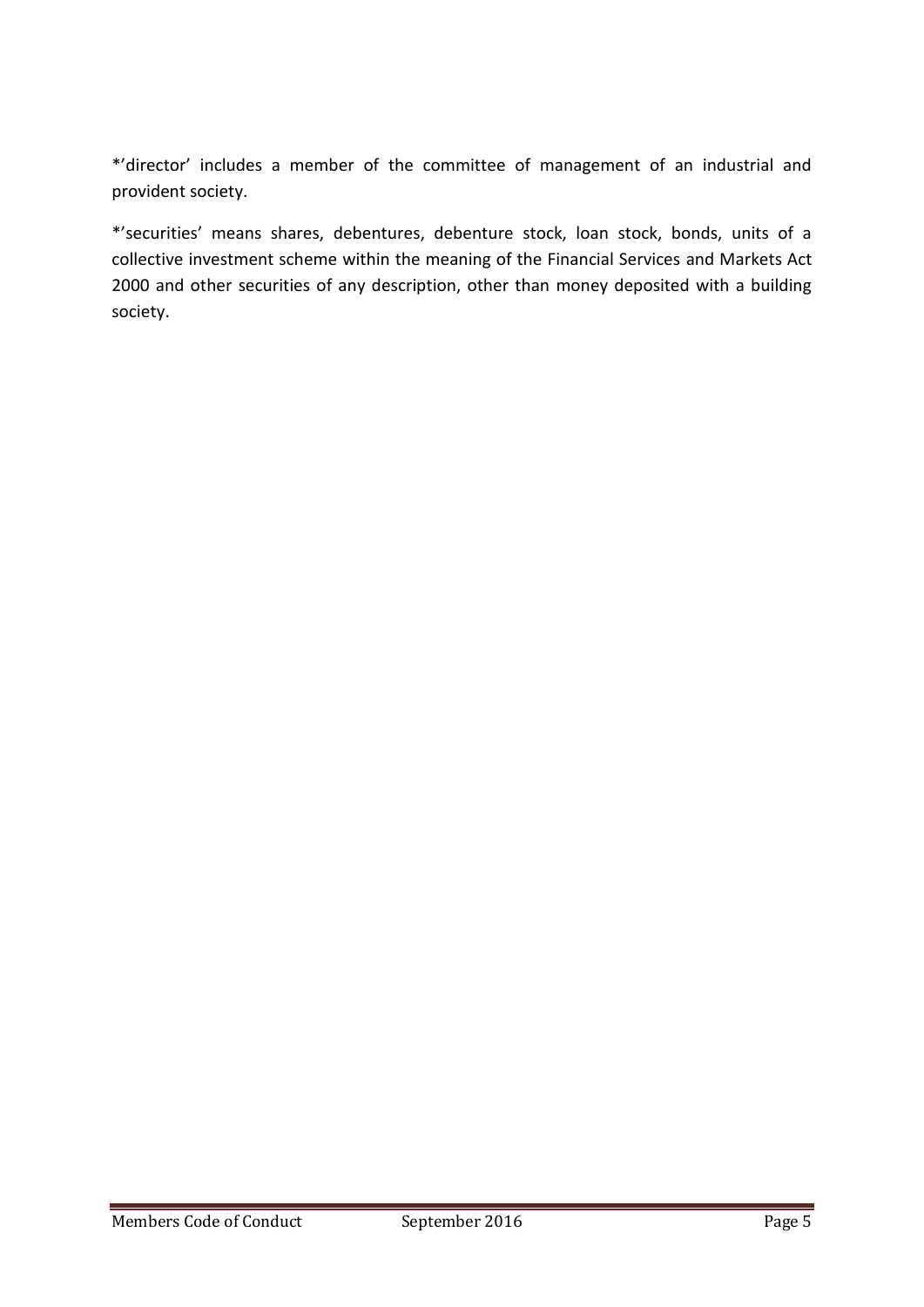*’director’ includes a member of the committee of management of an industrial and provident society.

*’securities’ means shares, debentures, debenture stock, loan stock, bonds, units of a collective investment scheme within the meaning of the Financial Services and Markets Act 2000 and other securities of any description, other than money deposited with a building society.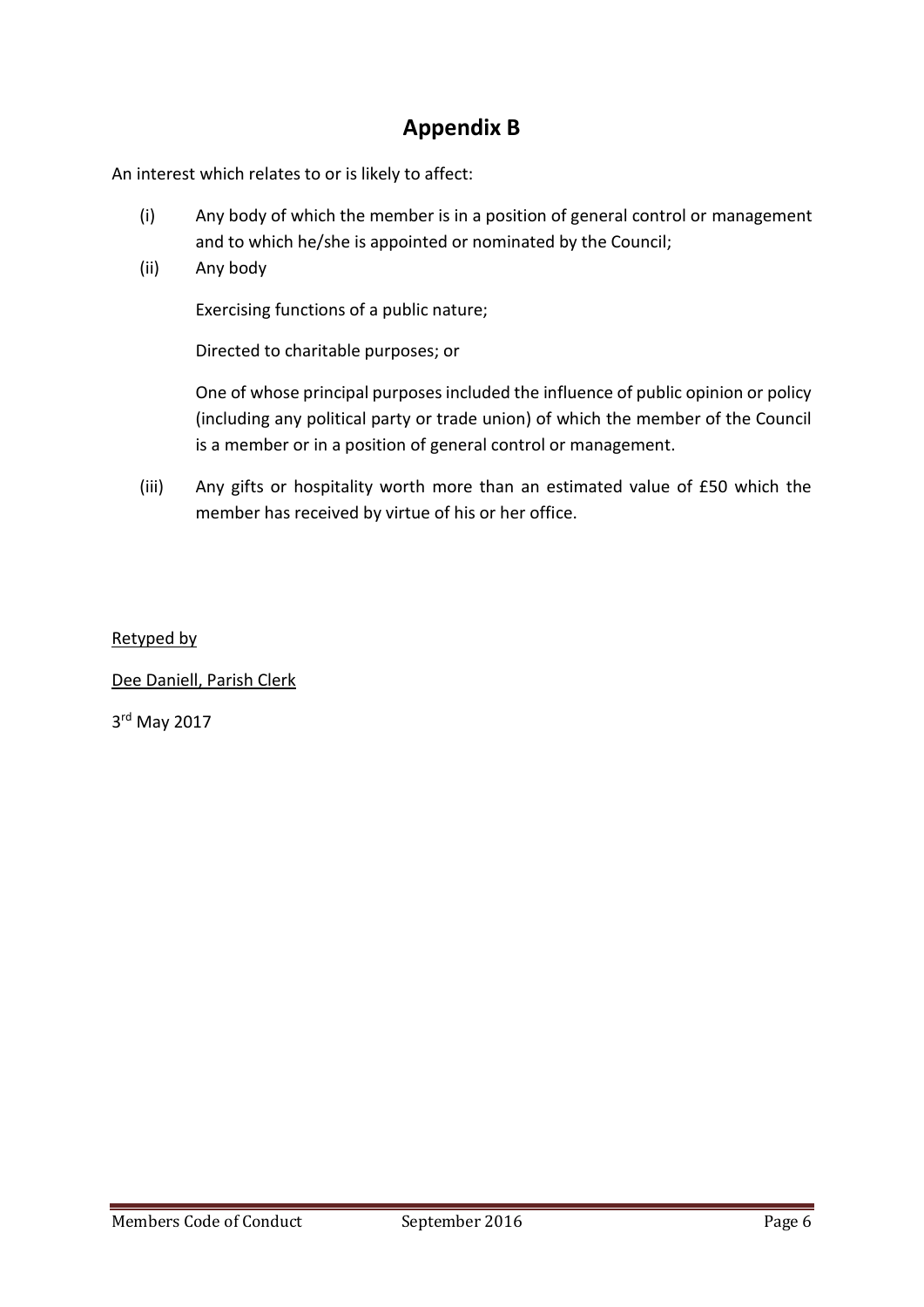# Appendix B

An interest which relates to or is likely to affect:

(i) Any body of which the member is in a position of general control or management and to which he/she is appointed or nominated by the Council;

(ii) Any body

Exercising functions of a public nature;

Directed to charitable purposes; or

One of whose principal purposes included the influence of public opinion or policy (including any political party or trade union) of which the member of the Council is a member or in a position of general control or management.

(iii) Any gifts or hospitality worth more than an estimated value of £50 which the member has received by virtue of his or her office.

Retyped by

Dee Daniell, Parish Clerk

3rd May 2017